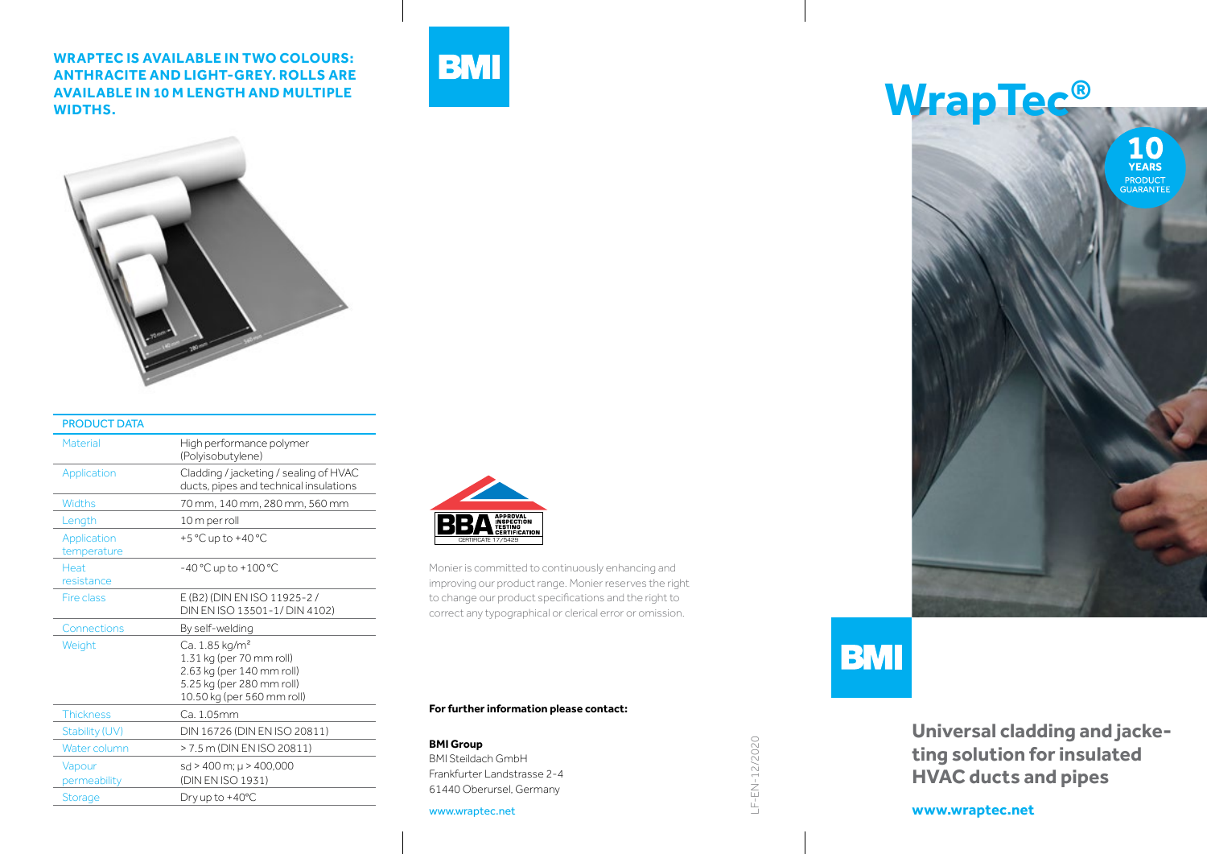**WRAPTEC IS AVAILABLE IN TWO COLOURS: ANTHRACITE AND LIGHT-GREY. ROLLS ARE AVAILABLE IN 10 M LENGTH AND MULTIPLE WIDTHS.**

| PRODUCT DATA | |
|---|---|
| Material | High performance polymer (Polyisobutylene) |
| Application | Cladding / jacketing / sealing of HVAC ducts, pipes and technical insulations |
| Widths | 70 mm, 140 mm, 280 mm, 560 mm |
| Length | 10 m per roll |
| Application temperature | +5 °C up to +40 °C |
| Heat resistance | -40 °C up to +100 °C |
| Fire class | E (B2) (DIN EN ISO 11925-2 / DIN EN ISO 13501-1 / DIN 4102) |
| Connections | By self-welding |
| Weight | Ca. 1.85 kg/m² 1.31 kg (per 70 mm roll) 2.63 kg (per 140 mm roll) 5.25 kg (per 280 mm roll) 10.50 kg (per 560 mm roll) |
| Thickness | Ca. 1.05mm |
| Stability (UV) | DIN 16726 (DIN EN ISO 20811) |
| Water column | > 7.5 m (DIN EN ISO 20811) |
| Vapour permeability | sd > 400 m; μ > 400,000 (DIN EN ISO 1931) |
| Storage | Dry up to +40°C |

BMI

BBA APPROVAL INSPECTION TESTING CERTIFICATION CERTIFICATE 17/5429

Monier is committed to continuously enhancing and improving our product range. Monier reserves the right to change our product specifications and the right to correct any typographical or clerical error or omission.

**For further information please contact:**

**BMI Group**
BMI Steildach GmbH
Frankfurter Landstrasse 2-4
61440 Oberursel, Germany

www.wraptec.net

LF-EN-12/2020

# WrapTec®

10 YEARS PRODUCT GUARANTEE

BMI

## Universal cladding and jacketing solution for insulated HVAC ducts and pipes

**www.wraptec.net**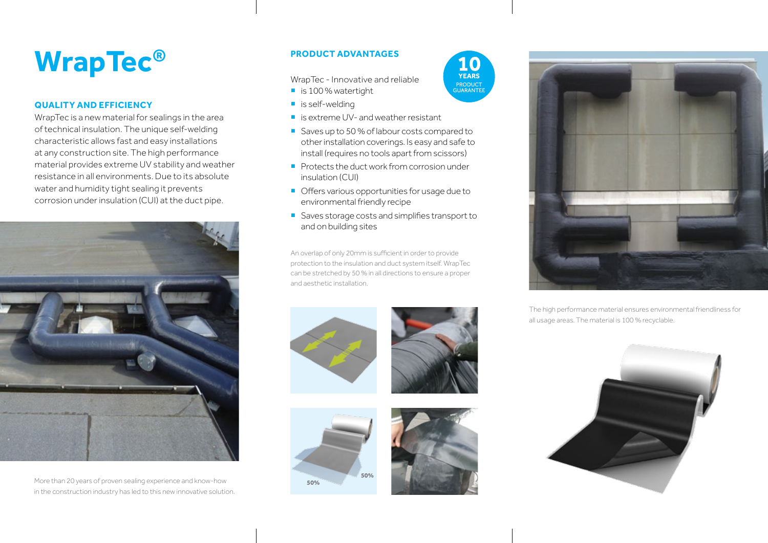# WrapTec®

## QUALITY AND EFFICIENCY

WrapTec is a new material for sealings in the area of technical insulation. The unique self-welding characteristic allows fast and easy installations at any construction site. The high performance material provides extreme UV stability and weather resistance in all environments. Due to its absolute water and humidity tight sealing it prevents corrosion under insulation (CUI) at the duct pipe.

More than 20 years of proven sealing experience and know-how in the construction industry has led to this new innovative solution.

## PRODUCT ADVANTAGES

**10 YEARS PRODUCT GUARANTEE**

WrapTec - Innovative and reliable

- is 100 % watertight
- is self-welding
- is extreme UV- and weather resistant
- Saves up to 50 % of labour costs compared to other installation coverings. Is easy and safe to install (requires no tools apart from scissors)
- Protects the duct work from corrosion under insulation (CUI)
- Offers various opportunities for usage due to environmental friendly recipe
- Saves storage costs and simplifies transport to and on building sites

An overlap of only 20mm is sufficient in order to provide protection to the insulation and duct system itself. WrapTec can be stretched by 50 % in all directions to ensure a proper and aesthetic installation.

50%

50%

The high performance material ensures environmental friendliness for all usage areas. The material is 100 % recyclable.